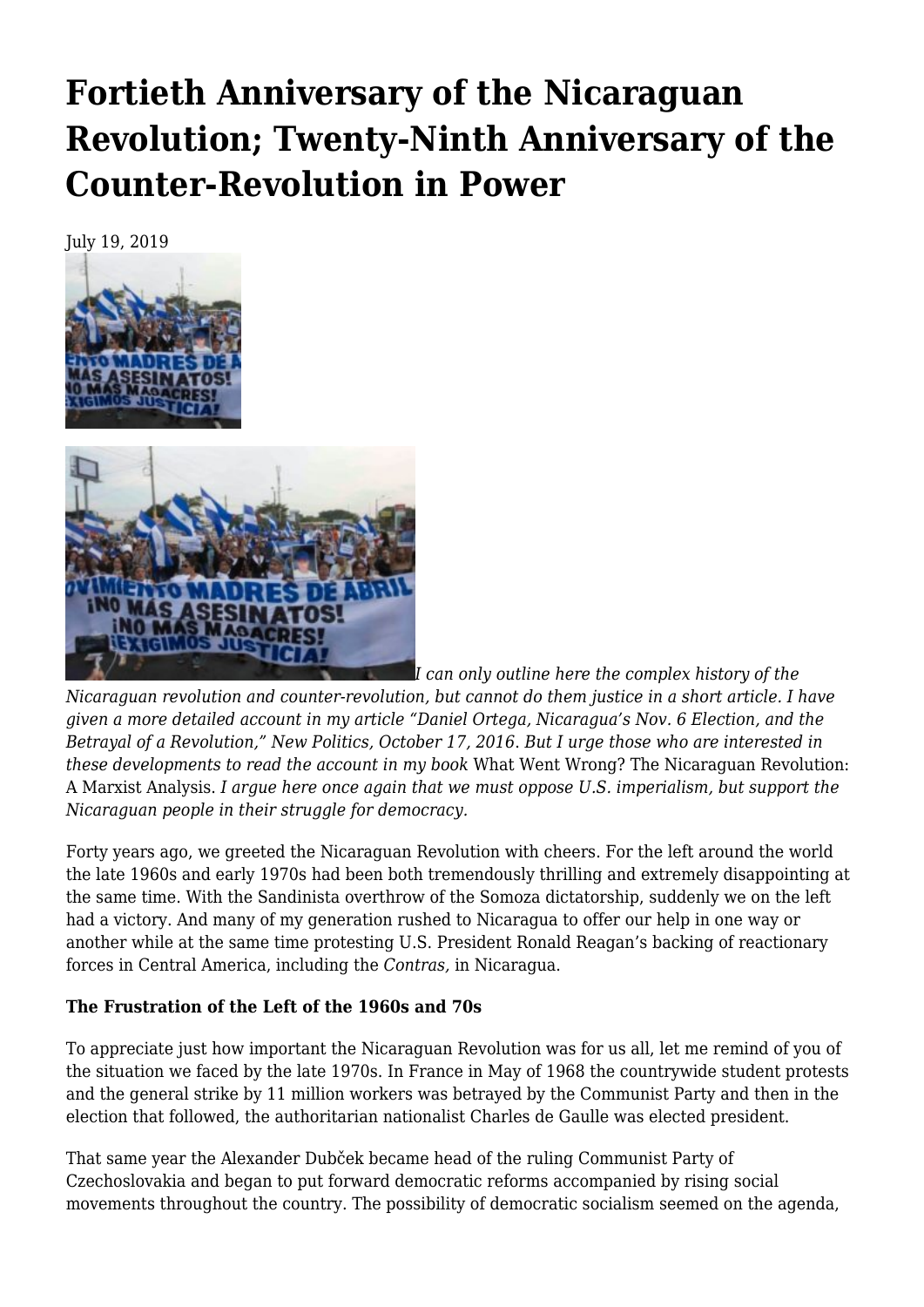# Fortieth Anniversary of the Nicaraguan Revolution; Twenty-Ninth Anniversary of the Counter-Revolution in Power

July 19, 2019

*I can only outline here the complex history of the Nicaraguan revolution and counter-revolution, but cannot do them justice in a short article. I have given a more detailed account in my article "Daniel Ortega, Nicaragua's Nov. 6 Election, and the Betrayal of a Revolution," New Politics, October 17, 2016. But I urge those who are interested in these developments to read the account in my book* What Went Wrong? The Nicaraguan Revolution: A Marxist Analysis. *I argue here once again that we must oppose U.S. imperialism, but support the Nicaraguan people in their struggle for democracy.*

Forty years ago, we greeted the Nicaraguan Revolution with cheers. For the left around the world the late 1960s and early 1970s had been both tremendously thrilling and extremely disappointing at the same time. With the Sandinista overthrow of the Somoza dictatorship, suddenly we on the left had a victory. And many of my generation rushed to Nicaragua to offer our help in one way or another while at the same time protesting U.S. President Ronald Reagan's backing of reactionary forces in Central America, including the *Contras,* in Nicaragua.

**The Frustration of the Left of the 1960s and 70s**

To appreciate just how important the Nicaraguan Revolution was for us all, let me remind of you of the situation we faced by the late 1970s. In France in May of 1968 the countrywide student protests and the general strike by 11 million workers was betrayed by the Communist Party and then in the election that followed, the authoritarian nationalist Charles de Gaulle was elected president.

That same year the Alexander Dubček became head of the ruling Communist Party of Czechoslovakia and began to put forward democratic reforms accompanied by rising social movements throughout the country. The possibility of democratic socialism seemed on the agenda,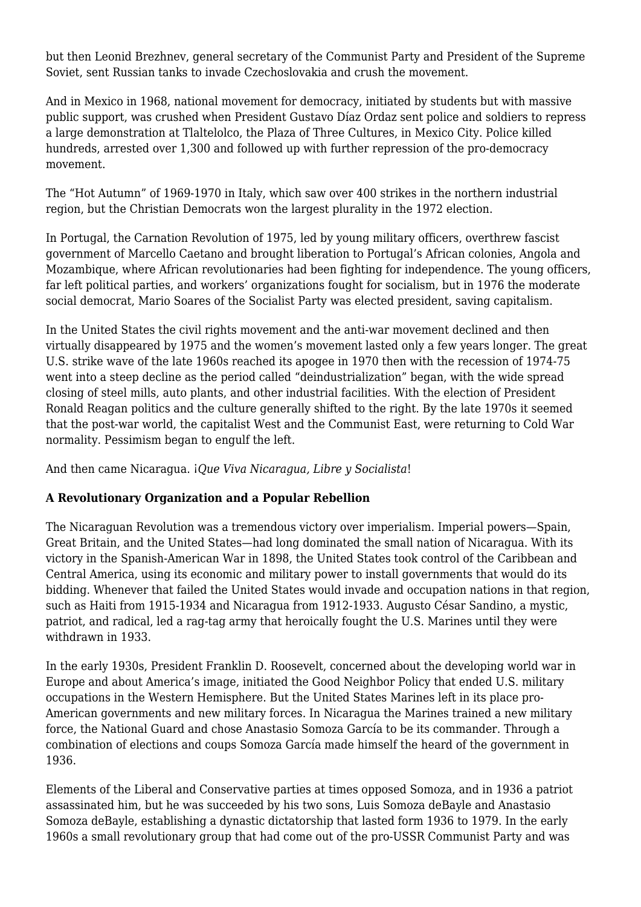but then Leonid Brezhnev, general secretary of the Communist Party and President of the Supreme Soviet, sent Russian tanks to invade Czechoslovakia and crush the movement.

And in Mexico in 1968, national movement for democracy, initiated by students but with massive public support, was crushed when President Gustavo Díaz Ordaz sent police and soldiers to repress a large demonstration at Tlaltelolco, the Plaza of Three Cultures, in Mexico City. Police killed hundreds, arrested over 1,300 and followed up with further repression of the pro-democracy movement.

The "Hot Autumn" of 1969-1970 in Italy, which saw over 400 strikes in the northern industrial region, but the Christian Democrats won the largest plurality in the 1972 election.

In Portugal, the Carnation Revolution of 1975, led by young military officers, overthrew fascist government of Marcello Caetano and brought liberation to Portugal's African colonies, Angola and Mozambique, where African revolutionaries had been fighting for independence. The young officers, far left political parties, and workers' organizations fought for socialism, but in 1976 the moderate social democrat, Mario Soares of the Socialist Party was elected president, saving capitalism.

In the United States the civil rights movement and the anti-war movement declined and then virtually disappeared by 1975 and the women's movement lasted only a few years longer. The great U.S. strike wave of the late 1960s reached its apogee in 1970 then with the recession of 1974-75 went into a steep decline as the period called "deindustrialization" began, with the wide spread closing of steel mills, auto plants, and other industrial facilities. With the election of President Ronald Reagan politics and the culture generally shifted to the right. By the late 1970s it seemed that the post-war world, the capitalist West and the Communist East, were returning to Cold War normality. Pessimism began to engulf the left.

And then came Nicaragua. ¡*Que Viva Nicaragua, Libre y Socialista*!

**A Revolutionary Organization and a Popular Rebellion**

The Nicaraguan Revolution was a tremendous victory over imperialism. Imperial powers—Spain, Great Britain, and the United States—had long dominated the small nation of Nicaragua. With its victory in the Spanish-American War in 1898, the United States took control of the Caribbean and Central America, using its economic and military power to install governments that would do its bidding. Whenever that failed the United States would invade and occupation nations in that region, such as Haiti from 1915-1934 and Nicaragua from 1912-1933. Augusto César Sandino, a mystic, patriot, and radical, led a rag-tag army that heroically fought the U.S. Marines until they were withdrawn in 1933.

In the early 1930s, President Franklin D. Roosevelt, concerned about the developing world war in Europe and about America's image, initiated the Good Neighbor Policy that ended U.S. military occupations in the Western Hemisphere. But the United States Marines left in its place pro-American governments and new military forces. In Nicaragua the Marines trained a new military force, the National Guard and chose Anastasio Somoza García to be its commander. Through a combination of elections and coups Somoza García made himself the heard of the government in 1936.

Elements of the Liberal and Conservative parties at times opposed Somoza, and in 1936 a patriot assassinated him, but he was succeeded by his two sons, Luis Somoza deBayle and Anastasio Somoza deBayle, establishing a dynastic dictatorship that lasted form 1936 to 1979. In the early 1960s a small revolutionary group that had come out of the pro-USSR Communist Party and was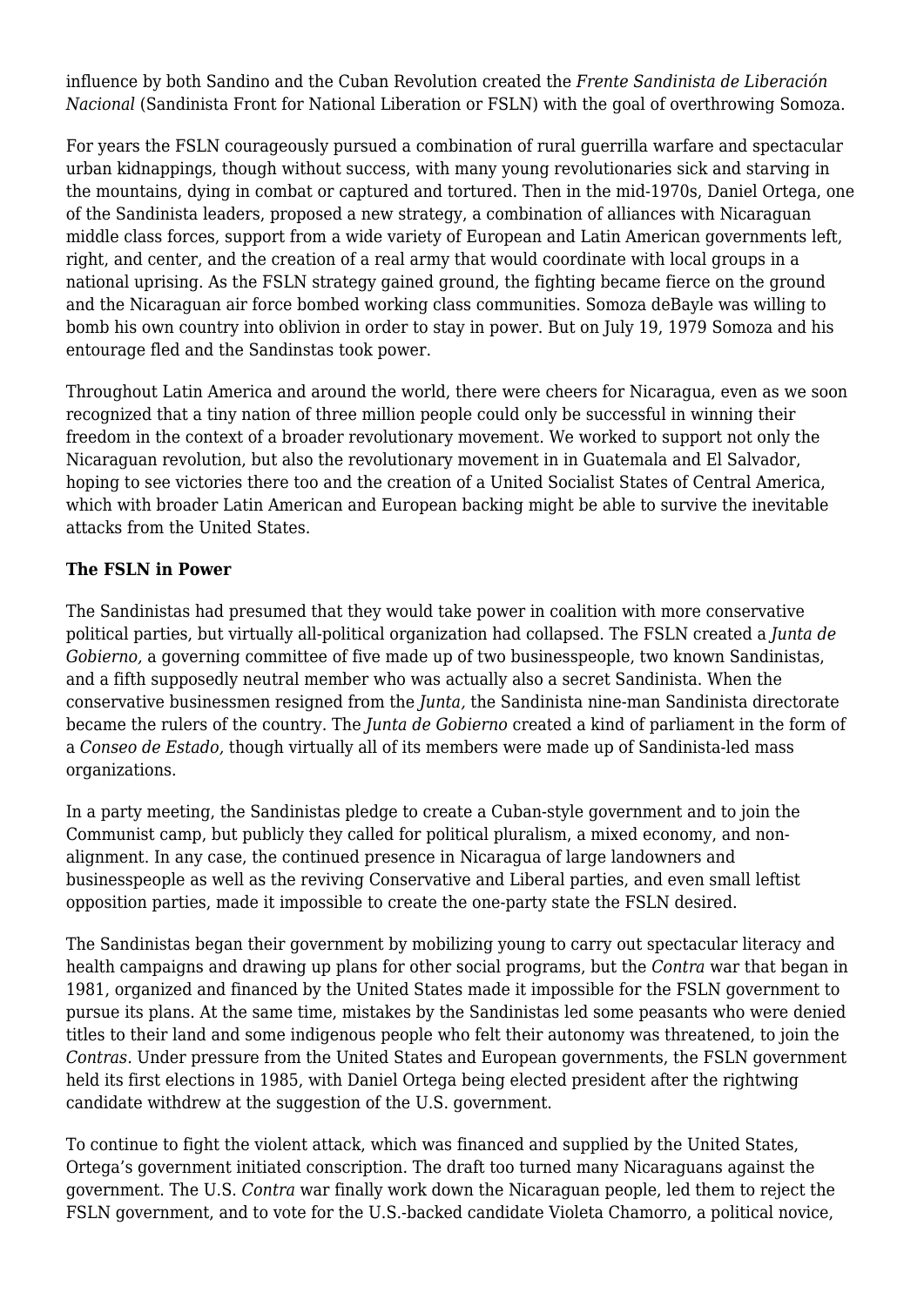influence by both Sandino and the Cuban Revolution created the *Frente Sandinista de Liberación Nacional* (Sandinista Front for National Liberation or FSLN) with the goal of overthrowing Somoza.

For years the FSLN courageously pursued a combination of rural guerrilla warfare and spectacular urban kidnappings, though without success, with many young revolutionaries sick and starving in the mountains, dying in combat or captured and tortured. Then in the mid-1970s, Daniel Ortega, one of the Sandinista leaders, proposed a new strategy, a combination of alliances with Nicaraguan middle class forces, support from a wide variety of European and Latin American governments left, right, and center, and the creation of a real army that would coordinate with local groups in a national uprising. As the FSLN strategy gained ground, the fighting became fierce on the ground and the Nicaraguan air force bombed working class communities. Somoza deBayle was willing to bomb his own country into oblivion in order to stay in power. But on July 19, 1979 Somoza and his entourage fled and the Sandinstas took power.

Throughout Latin America and around the world, there were cheers for Nicaragua, even as we soon recognized that a tiny nation of three million people could only be successful in winning their freedom in the context of a broader revolutionary movement. We worked to support not only the Nicaraguan revolution, but also the revolutionary movement in in Guatemala and El Salvador, hoping to see victories there too and the creation of a United Socialist States of Central America, which with broader Latin American and European backing might be able to survive the inevitable attacks from the United States.

**The FSLN in Power**

The Sandinistas had presumed that they would take power in coalition with more conservative political parties, but virtually all-political organization had collapsed. The FSLN created a *Junta de Gobierno,* a governing committee of five made up of two businesspeople, two known Sandinistas, and a fifth supposedly neutral member who was actually also a secret Sandinista. When the conservative businessmen resigned from the *Junta,* the Sandinista nine-man Sandinista directorate became the rulers of the country. The *Junta de Gobierno* created a kind of parliament in the form of a *Conseo de Estado,* though virtually all of its members were made up of Sandinista-led mass organizations.

In a party meeting, the Sandinistas pledge to create a Cuban-style government and to join the Communist camp, but publicly they called for political pluralism, a mixed economy, and non-alignment. In any case, the continued presence in Nicaragua of large landowners and businesspeople as well as the reviving Conservative and Liberal parties, and even small leftist opposition parties, made it impossible to create the one-party state the FSLN desired.

The Sandinistas began their government by mobilizing young to carry out spectacular literacy and health campaigns and drawing up plans for other social programs, but the *Contra* war that began in 1981, organized and financed by the United States made it impossible for the FSLN government to pursue its plans. At the same time, mistakes by the Sandinistas led some peasants who were denied titles to their land and some indigenous people who felt their autonomy was threatened, to join the *Contras.* Under pressure from the United States and European governments, the FSLN government held its first elections in 1985, with Daniel Ortega being elected president after the rightwing candidate withdrew at the suggestion of the U.S. government.

To continue to fight the violent attack, which was financed and supplied by the United States, Ortega's government initiated conscription. The draft too turned many Nicaraguans against the government. The U.S. *Contra* war finally work down the Nicaraguan people, led them to reject the FSLN government, and to vote for the U.S.-backed candidate Violeta Chamorro, a political novice,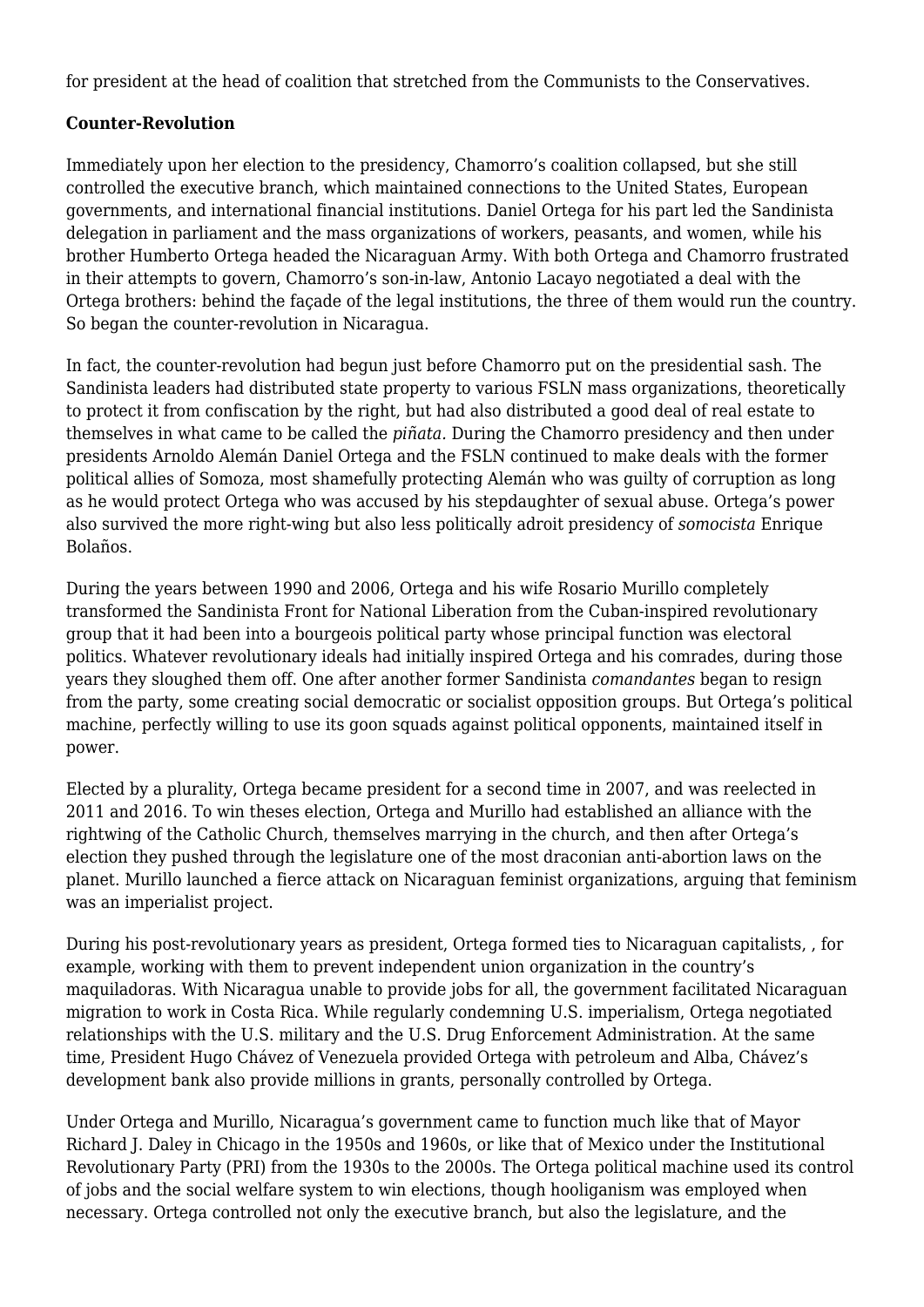for president at the head of coalition that stretched from the Communists to the Conservatives.

**Counter-Revolution**

Immediately upon her election to the presidency, Chamorro's coalition collapsed, but she still controlled the executive branch, which maintained connections to the United States, European governments, and international financial institutions. Daniel Ortega for his part led the Sandinista delegation in parliament and the mass organizations of workers, peasants, and women, while his brother Humberto Ortega headed the Nicaraguan Army. With both Ortega and Chamorro frustrated in their attempts to govern, Chamorro's son-in-law, Antonio Lacayo negotiated a deal with the Ortega brothers: behind the façade of the legal institutions, the three of them would run the country. So began the counter-revolution in Nicaragua.

In fact, the counter-revolution had begun just before Chamorro put on the presidential sash. The Sandinista leaders had distributed state property to various FSLN mass organizations, theoretically to protect it from confiscation by the right, but had also distributed a good deal of real estate to themselves in what came to be called the *piñata.* During the Chamorro presidency and then under presidents Arnoldo Alemán Daniel Ortega and the FSLN continued to make deals with the former political allies of Somoza, most shamefully protecting Alemán who was guilty of corruption as long as he would protect Ortega who was accused by his stepdaughter of sexual abuse. Ortega's power also survived the more right-wing but also less politically adroit presidency of *somocista* Enrique Bolaños.

During the years between 1990 and 2006, Ortega and his wife Rosario Murillo completely transformed the Sandinista Front for National Liberation from the Cuban-inspired revolutionary group that it had been into a bourgeois political party whose principal function was electoral politics. Whatever revolutionary ideals had initially inspired Ortega and his comrades, during those years they sloughed them off. One after another former Sandinista *comandantes* began to resign from the party, some creating social democratic or socialist opposition groups. But Ortega's political machine, perfectly willing to use its goon squads against political opponents, maintained itself in power.

Elected by a plurality, Ortega became president for a second time in 2007, and was reelected in 2011 and 2016. To win theses election, Ortega and Murillo had established an alliance with the rightwing of the Catholic Church, themselves marrying in the church, and then after Ortega's election they pushed through the legislature one of the most draconian anti-abortion laws on the planet. Murillo launched a fierce attack on Nicaraguan feminist organizations, arguing that feminism was an imperialist project.

During his post-revolutionary years as president, Ortega formed ties to Nicaraguan capitalists, , for example, working with them to prevent independent union organization in the country's maquiladoras. With Nicaragua unable to provide jobs for all, the government facilitated Nicaraguan migration to work in Costa Rica. While regularly condemning U.S. imperialism, Ortega negotiated relationships with the U.S. military and the U.S. Drug Enforcement Administration. At the same time, President Hugo Chávez of Venezuela provided Ortega with petroleum and Alba, Chávez's development bank also provide millions in grants, personally controlled by Ortega.

Under Ortega and Murillo, Nicaragua's government came to function much like that of Mayor Richard J. Daley in Chicago in the 1950s and 1960s, or like that of Mexico under the Institutional Revolutionary Party (PRI) from the 1930s to the 2000s. The Ortega political machine used its control of jobs and the social welfare system to win elections, though hooliganism was employed when necessary. Ortega controlled not only the executive branch, but also the legislature, and the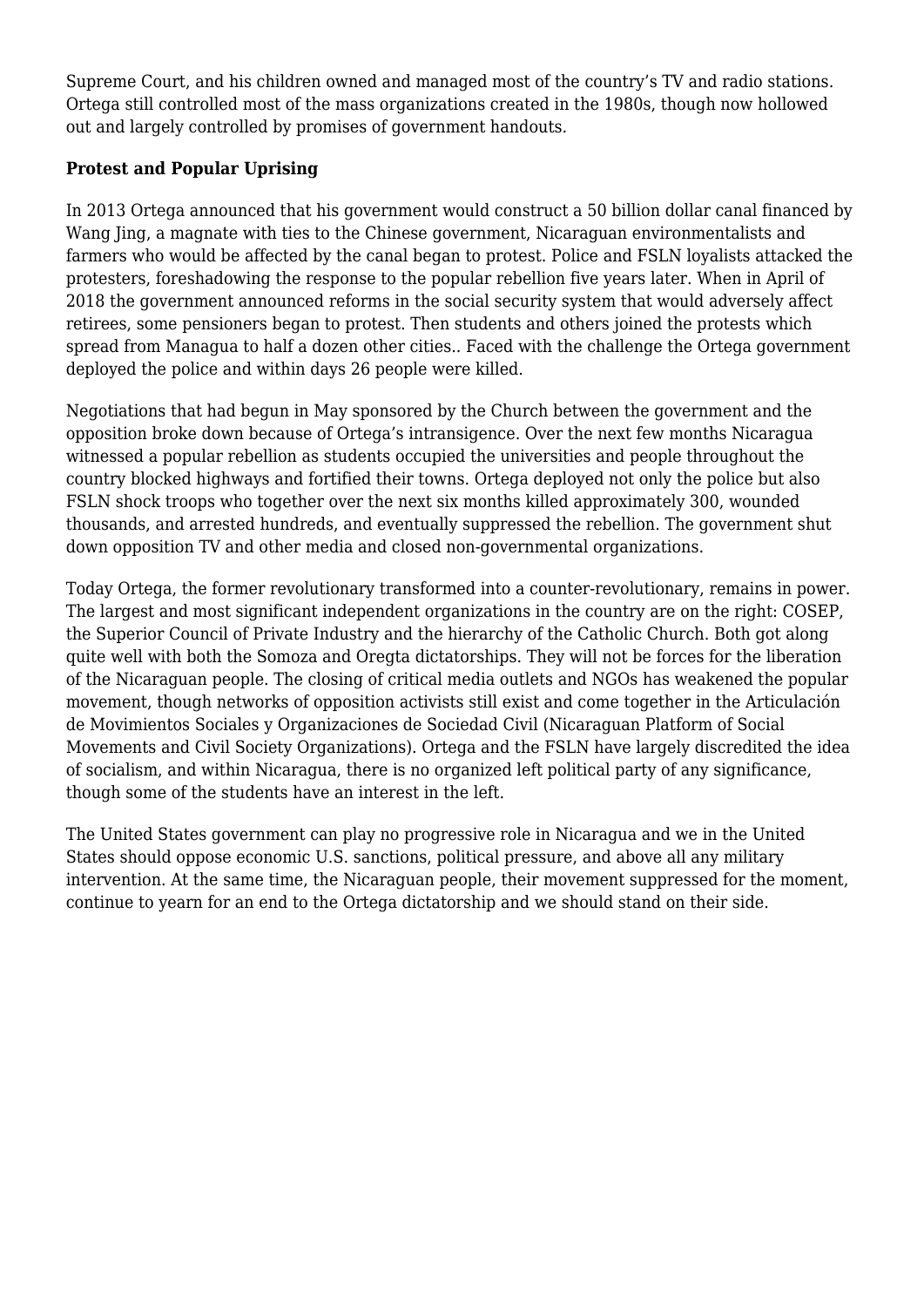Supreme Court, and his children owned and managed most of the country's TV and radio stations. Ortega still controlled most of the mass organizations created in the 1980s, though now hollowed out and largely controlled by promises of government handouts.

**Protest and Popular Uprising**

In 2013 Ortega announced that his government would construct a 50 billion dollar canal financed by Wang Jing, a magnate with ties to the Chinese government, Nicaraguan environmentalists and farmers who would be affected by the canal began to protest. Police and FSLN loyalists attacked the protesters, foreshadowing the response to the popular rebellion five years later. When in April of 2018 the government announced reforms in the social security system that would adversely affect retirees, some pensioners began to protest. Then students and others joined the protests which spread from Managua to half a dozen other cities.. Faced with the challenge the Ortega government deployed the police and within days 26 people were killed.

Negotiations that had begun in May sponsored by the Church between the government and the opposition broke down because of Ortega's intransigence. Over the next few months Nicaragua witnessed a popular rebellion as students occupied the universities and people throughout the country blocked highways and fortified their towns. Ortega deployed not only the police but also FSLN shock troops who together over the next six months killed approximately 300, wounded thousands, and arrested hundreds, and eventually suppressed the rebellion. The government shut down opposition TV and other media and closed non-governmental organizations.

Today Ortega, the former revolutionary transformed into a counter-revolutionary, remains in power. The largest and most significant independent organizations in the country are on the right: COSEP, the Superior Council of Private Industry and the hierarchy of the Catholic Church. Both got along quite well with both the Somoza and Oregta dictatorships. They will not be forces for the liberation of the Nicaraguan people. The closing of critical media outlets and NGOs has weakened the popular movement, though networks of opposition activists still exist and come together in the Articulación de Movimientos Sociales y Organizaciones de Sociedad Civil (Nicaraguan Platform of Social Movements and Civil Society Organizations). Ortega and the FSLN have largely discredited the idea of socialism, and within Nicaragua, there is no organized left political party of any significance, though some of the students have an interest in the left.

The United States government can play no progressive role in Nicaragua and we in the United States should oppose economic U.S. sanctions, political pressure, and above all any military intervention. At the same time, the Nicaraguan people, their movement suppressed for the moment, continue to yearn for an end to the Ortega dictatorship and we should stand on their side.